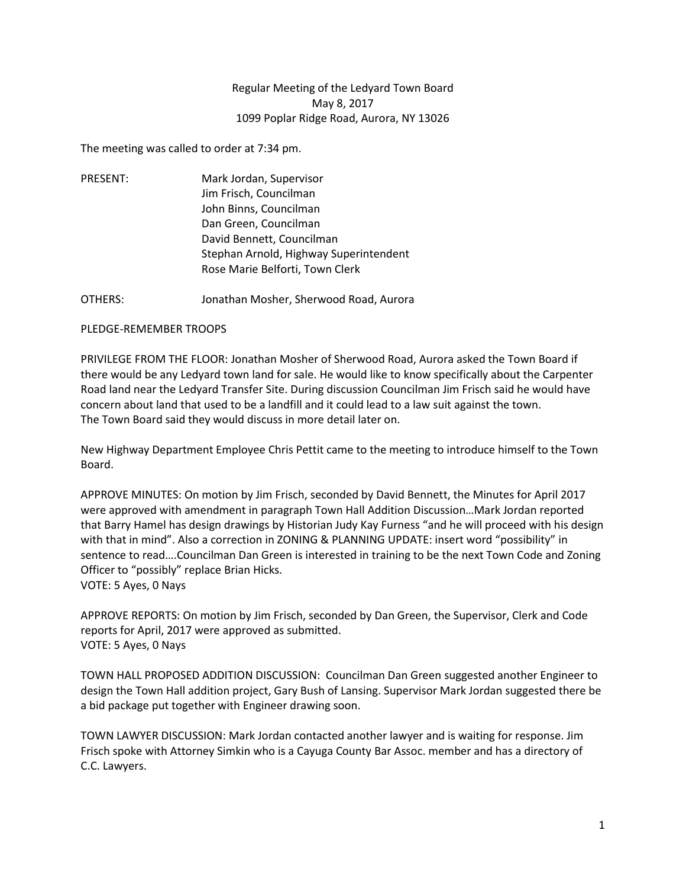Regular Meeting of the Ledyard Town Board
May 8, 2017
1099 Poplar Ridge Road, Aurora, NY 13026

The meeting was called to order at 7:34 pm.

PRESENT: Mark Jordan, Supervisor
Jim Frisch, Councilman
John Binns, Councilman
Dan Green, Councilman
David Bennett, Councilman
Stephan Arnold, Highway Superintendent
Rose Marie Belforti, Town Clerk

OTHERS: Jonathan Mosher, Sherwood Road, Aurora

PLEDGE-REMEMBER TROOPS

PRIVILEGE FROM THE FLOOR: Jonathan Mosher of Sherwood Road, Aurora asked the Town Board if there would be any Ledyard town land for sale. He would like to know specifically about the Carpenter Road land near the Ledyard Transfer Site. During discussion Councilman Jim Frisch said he would have concern about land that used to be a landfill and it could lead to a law suit against the town. The Town Board said they would discuss in more detail later on.

New Highway Department Employee Chris Pettit came to the meeting to introduce himself to the Town Board.

APPROVE MINUTES: On motion by Jim Frisch, seconded by David Bennett, the Minutes for April 2017 were approved with amendment in paragraph Town Hall Addition Discussion…Mark Jordan reported that Barry Hamel has design drawings by Historian Judy Kay Furness "and he will proceed with his design with that in mind". Also a correction in ZONING & PLANNING UPDATE: insert word "possibility" in sentence to read….Councilman Dan Green is interested in training to be the next Town Code and Zoning Officer to "possibly" replace Brian Hicks.
VOTE: 5 Ayes, 0 Nays

APPROVE REPORTS: On motion by Jim Frisch, seconded by Dan Green, the Supervisor, Clerk and Code reports for April, 2017 were approved as submitted.
VOTE: 5 Ayes, 0 Nays

TOWN HALL PROPOSED ADDITION DISCUSSION: Councilman Dan Green suggested another Engineer to design the Town Hall addition project, Gary Bush of Lansing. Supervisor Mark Jordan suggested there be a bid package put together with Engineer drawing soon.

TOWN LAWYER DISCUSSION: Mark Jordan contacted another lawyer and is waiting for response. Jim Frisch spoke with Attorney Simkin who is a Cayuga County Bar Assoc. member and has a directory of C.C. Lawyers.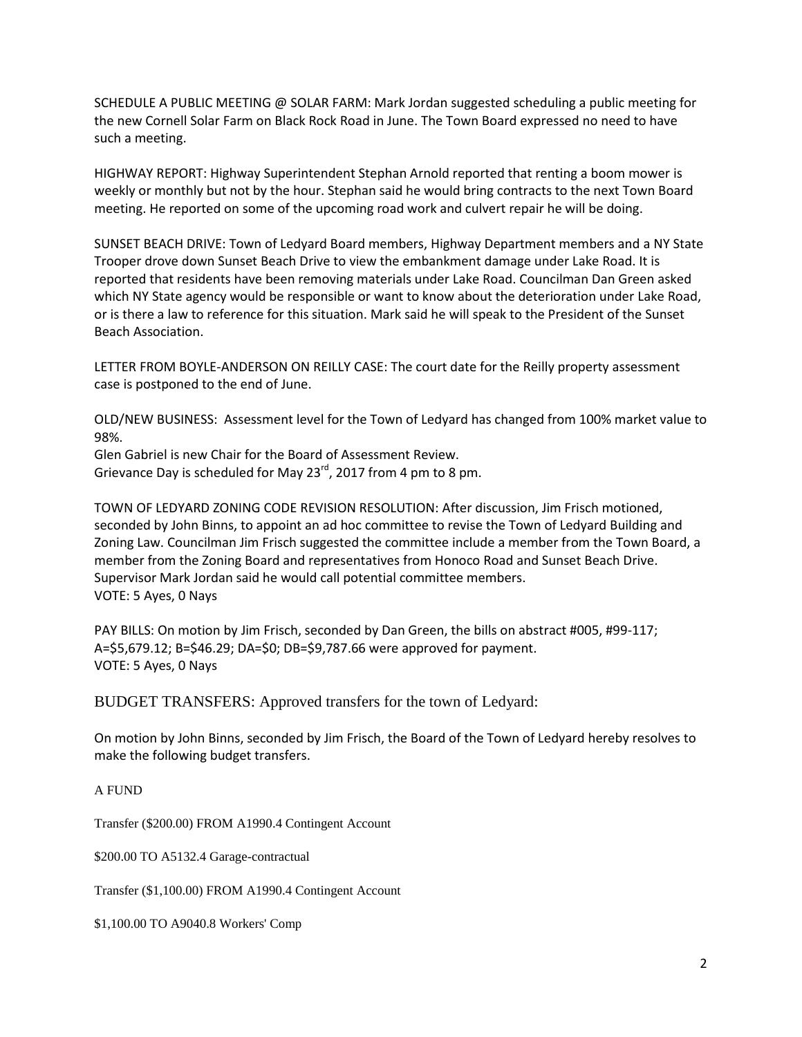SCHEDULE A PUBLIC MEETING @ SOLAR FARM: Mark Jordan suggested scheduling a public meeting for the new Cornell Solar Farm on Black Rock Road in June. The Town Board expressed no need to have such a meeting.

HIGHWAY REPORT: Highway Superintendent Stephan Arnold reported that renting a boom mower is weekly or monthly but not by the hour. Stephan said he would bring contracts to the next Town Board meeting. He reported on some of the upcoming road work and culvert repair he will be doing.

SUNSET BEACH DRIVE: Town of Ledyard Board members, Highway Department members and a NY State Trooper drove down Sunset Beach Drive to view the embankment damage under Lake Road. It is reported that residents have been removing materials under Lake Road. Councilman Dan Green asked which NY State agency would be responsible or want to know about the deterioration under Lake Road, or is there a law to reference for this situation. Mark said he will speak to the President of the Sunset Beach Association.

LETTER FROM BOYLE-ANDERSON ON REILLY CASE: The court date for the Reilly property assessment case is postponed to the end of June.

OLD/NEW BUSINESS: Assessment level for the Town of Ledyard has changed from 100% market value to 98%.
Glen Gabriel is new Chair for the Board of Assessment Review.
Grievance Day is scheduled for May 23rd, 2017 from 4 pm to 8 pm.

TOWN OF LEDYARD ZONING CODE REVISION RESOLUTION: After discussion, Jim Frisch motioned, seconded by John Binns, to appoint an ad hoc committee to revise the Town of Ledyard Building and Zoning Law. Councilman Jim Frisch suggested the committee include a member from the Town Board, a member from the Zoning Board and representatives from Honoco Road and Sunset Beach Drive. Supervisor Mark Jordan said he would call potential committee members.
VOTE: 5 Ayes, 0 Nays

PAY BILLS: On motion by Jim Frisch, seconded by Dan Green, the bills on abstract #005, #99-117; A=$5,679.12; B=$46.29; DA=$0; DB=$9,787.66 were approved for payment.
VOTE: 5 Ayes, 0 Nays

BUDGET TRANSFERS: Approved transfers for the town of Ledyard:

On motion by John Binns, seconded by Jim Frisch, the Board of the Town of Ledyard hereby resolves to make the following budget transfers.

A FUND

Transfer ($200.00) FROM A1990.4 Contingent Account

$200.00 TO A5132.4 Garage-contractual

Transfer ($1,100.00) FROM A1990.4 Contingent Account

$1,100.00 TO A9040.8 Workers' Comp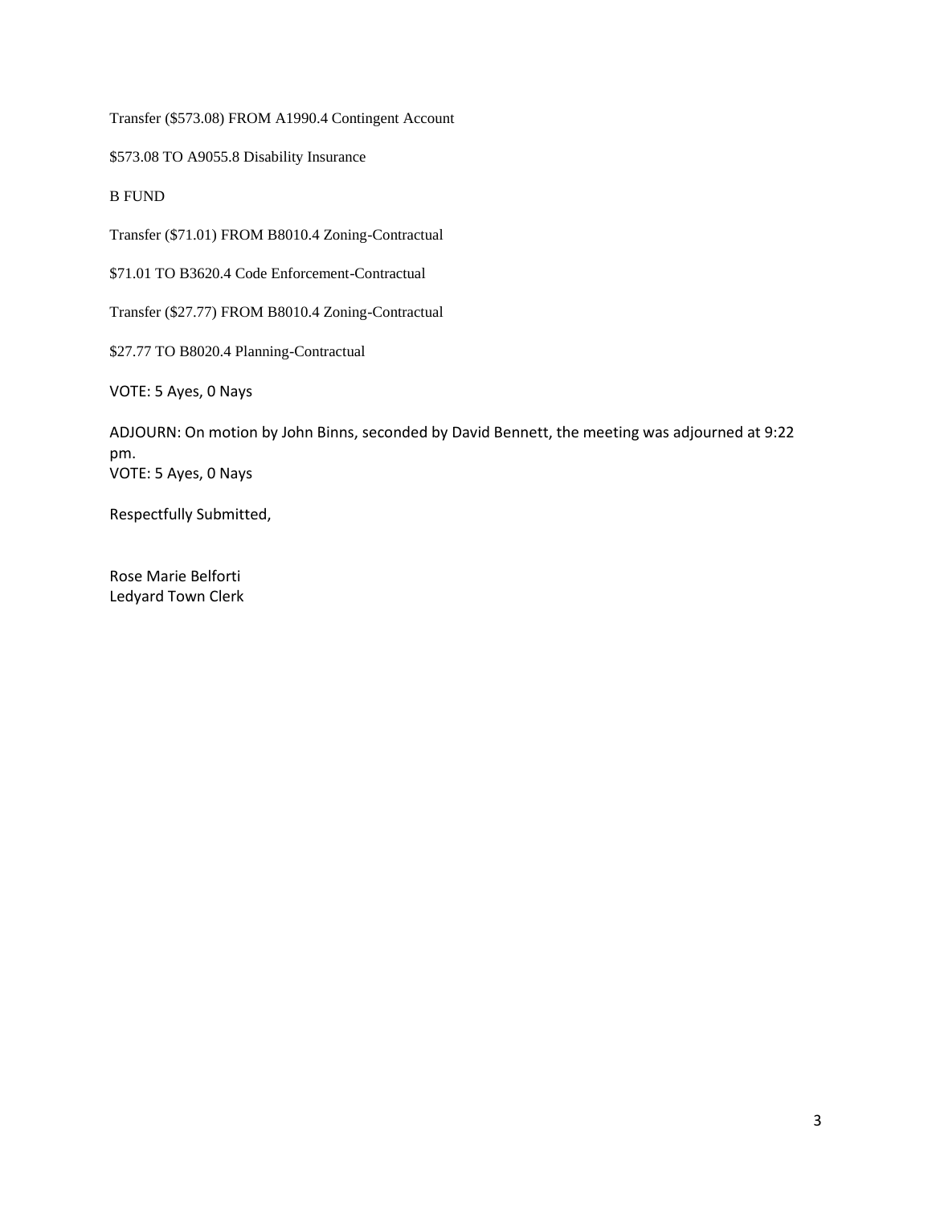Transfer ($573.08) FROM A1990.4 Contingent Account

$573.08 TO A9055.8 Disability Insurance

B FUND

Transfer ($71.01) FROM B8010.4 Zoning-Contractual

$71.01 TO B3620.4 Code Enforcement-Contractual

Transfer ($27.77) FROM B8010.4 Zoning-Contractual

$27.77 TO B8020.4 Planning-Contractual

VOTE: 5 Ayes, 0 Nays

ADJOURN: On motion by John Binns, seconded by David Bennett, the meeting was adjourned at 9:22 pm.
VOTE: 5 Ayes, 0 Nays

Respectfully Submitted,

Rose Marie Belforti
Ledyard Town Clerk